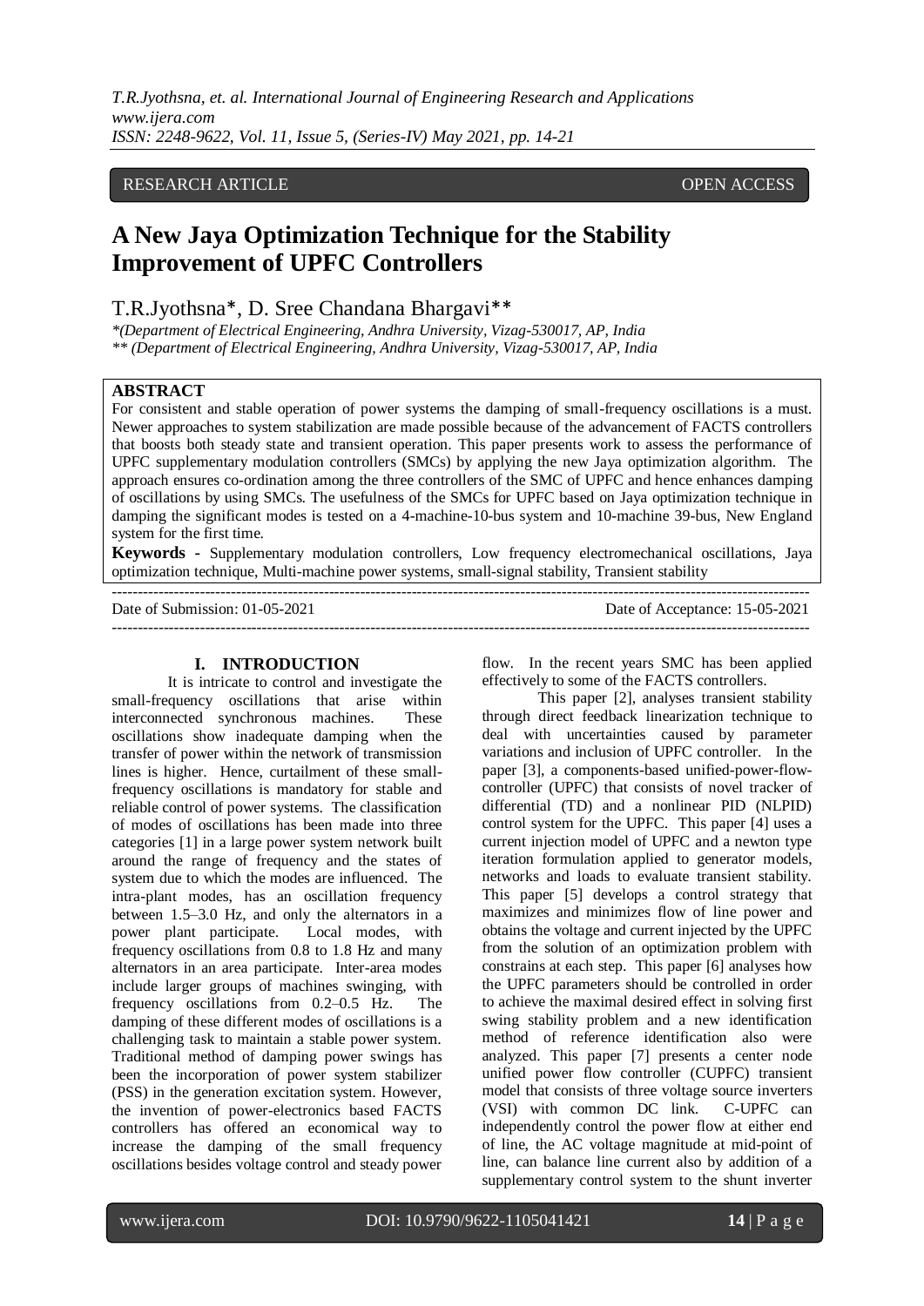RESEARCH ARTICLE OPEN ACCESS

# A New Jaya Optimization Technique for the Stability Improvement of UPFC Controllers

T.R.Jyothsna*, D. Sree Chandana Bhargavi**

*(Department of Electrical Engineering, Andhra University, Vizag-530017, AP, India

** (Department of Electrical Engineering, Andhra University, Vizag-530017, AP, India

## ABSTRACT

For consistent and stable operation of power systems the damping of small-frequency oscillations is a must. Newer approaches to system stabilization are made possible because of the advancement of FACTS controllers that boosts both steady state and transient operation. This paper presents work to assess the performance of UPFC supplementary modulation controllers (SMCs) by applying the new Jaya optimization algorithm. The approach ensures co-ordination among the three controllers of the SMC of UPFC and hence enhances damping of oscillations by using SMCs. The usefulness of the SMCs for UPFC based on Jaya optimization technique in damping the significant modes is tested on a 4-machine-10-bus system and 10-machine 39-bus, New England system for the first time.

**Keywords -** Supplementary modulation controllers, Low frequency electromechanical oscillations, Jaya optimization technique, Multi-machine power systems, small-signal stability, Transient stability

Date of Submission: 01-05-2021 Date of Acceptance: 15-05-2021

## I. INTRODUCTION

It is intricate to control and investigate the small-frequency oscillations that arise within interconnected synchronous machines. These oscillations show inadequate damping when the transfer of power within the network of transmission lines is higher. Hence, curtailment of these small-frequency oscillations is mandatory for stable and reliable control of power systems. The classification of modes of oscillations has been made into three categories [1] in a large power system network built around the range of frequency and the states of system due to which the modes are influenced. The intra-plant modes, has an oscillation frequency between 1.5–3.0 Hz, and only the alternators in a power plant participate. Local modes, with frequency oscillations from 0.8 to 1.8 Hz and many alternators in an area participate. Inter-area modes include larger groups of machines swinging, with frequency oscillations from 0.2–0.5 Hz. The damping of these different modes of oscillations is a challenging task to maintain a stable power system. Traditional method of damping power swings has been the incorporation of power system stabilizer (PSS) in the generation excitation system. However, the invention of power-electronics based FACTS controllers has offered an economical way to increase the damping of the small frequency oscillations besides voltage control and steady power flow. In the recent years SMC has been applied effectively to some of the FACTS controllers.

This paper [2], analyses transient stability through direct feedback linearization technique to deal with uncertainties caused by parameter variations and inclusion of UPFC controller. In the paper [3], a components-based unified-power-flow-controller (UPFC) that consists of novel tracker of differential (TD) and a nonlinear PID (NLPID) control system for the UPFC. This paper [4] uses a current injection model of UPFC and a newton type iteration formulation applied to generator models, networks and loads to evaluate transient stability. This paper [5] develops a control strategy that maximizes and minimizes flow of line power and obtains the voltage and current injected by the UPFC from the solution of an optimization problem with constrains at each step. This paper [6] analyses how the UPFC parameters should be controlled in order to achieve the maximal desired effect in solving first swing stability problem and a new identification method of reference identification also were analyzed. This paper [7] presents a center node unified power flow controller (CUPFC) transient model that consists of three voltage source inverters (VSI) with common DC link. C-UPFC can independently control the power flow at either end of line, the AC voltage magnitude at mid-point of line, can balance line current also by addition of a supplementary control system to the shunt inverter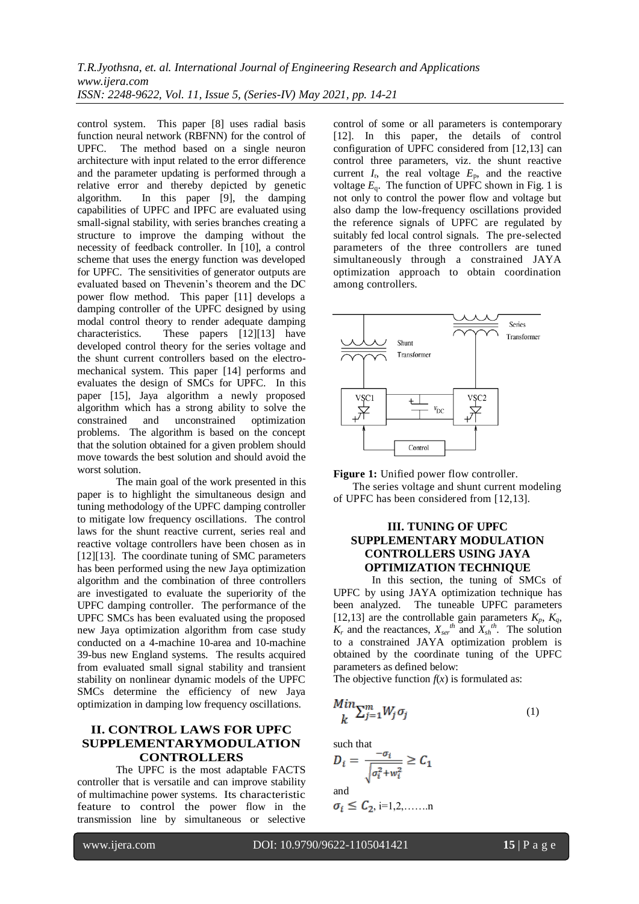control system. This paper [8] uses radial basis function neural network (RBFNN) for the control of UPFC. The method based on a single neuron architecture with input related to the error difference and the parameter updating is performed through a relative error and thereby depicted by genetic algorithm. In this paper [9], the damping capabilities of UPFC and IPFC are evaluated using small-signal stability, with series branches creating a structure to improve the damping without the necessity of feedback controller. In [10], a control scheme that uses the energy function was developed for UPFC. The sensitivities of generator outputs are evaluated based on Thevenin's theorem and the DC power flow method. This paper [11] develops a damping controller of the UPFC designed by using modal control theory to render adequate damping characteristics. These papers [12][13] have developed control theory for the series voltage and the shunt current controllers based on the electro-mechanical system. This paper [14] performs and evaluates the design of SMCs for UPFC. In this paper [15], Jaya algorithm a newly proposed algorithm which has a strong ability to solve the constrained and unconstrained optimization problems. The algorithm is based on the concept that the solution obtained for a given problem should move towards the best solution and should avoid the worst solution.

The main goal of the work presented in this paper is to highlight the simultaneous design and tuning methodology of the UPFC damping controller to mitigate low frequency oscillations. The control laws for the shunt reactive current, series real and reactive voltage controllers have been chosen as in [12][13]. The coordinate tuning of SMC parameters has been performed using the new Jaya optimization algorithm and the combination of three controllers are investigated to evaluate the superiority of the UPFC damping controller. The performance of the UPFC SMCs has been evaluated using the proposed new Jaya optimization algorithm from case study conducted on a 4-machine 10-area and 10-machine 39-bus new England systems. The results acquired from evaluated small signal stability and transient stability on nonlinear dynamic models of the UPFC SMCs determine the efficiency of new Jaya optimization in damping low frequency oscillations.

## II. CONTROL LAWS FOR UPFC SUPPLEMENTARYMODULATION CONTROLLERS

The UPFC is the most adaptable FACTS controller that is versatile and can improve stability of multimachine power systems. Its characteristic feature to control the power flow in the transmission line by simultaneous or selective control of some or all parameters is contemporary [12]. In this paper, the details of control configuration of UPFC considered from [12,13] can control three parameters, viz. the shunt reactive current $I_r$, the real voltage $E_p$, and the reactive voltage $E_q$. The function of UPFC shown in Fig. 1 is not only to control the power flow and voltage but also damp the low-frequency oscillations provided the reference signals of UPFC are regulated by suitably fed local control signals. The pre-selected parameters of the three controllers are tuned simultaneously through a constrained JAYA optimization approach to obtain coordination among controllers.

**Figure 1:** Unified power flow controller.

The series voltage and shunt current modeling of UPFC has been considered from [12,13].

## III. TUNING OF UPFC SUPPLEMENTARY MODULATION CONTROLLERS USING JAYA OPTIMIZATION TECHNIQUE

In this section, the tuning of SMCs of UPFC by using JAYA optimization technique has been analyzed. The tuneable UPFC parameters [12,13] are the controllable gain parameters $K_p$, $K_q$, $K_r$ and the reactances, $X_{ser}^{th}$ and $X_{sh}^{th}$. The solution to a constrained JAYA optimization problem is obtained by the coordinate tuning of the UPFC parameters as defined below:

The objective function $f(x)$ is formulated as:

$$\underset{k}{Min} \sum_{j=1}^{m} W_j \sigma_j \qquad (1)$$

such that

$$D_i = \frac{-\sigma_i}{\sqrt{\sigma_i^2 + w_i^2}} \geq C_1$$

and

$\sigma_i \leq C_2$, i=1,2,…….n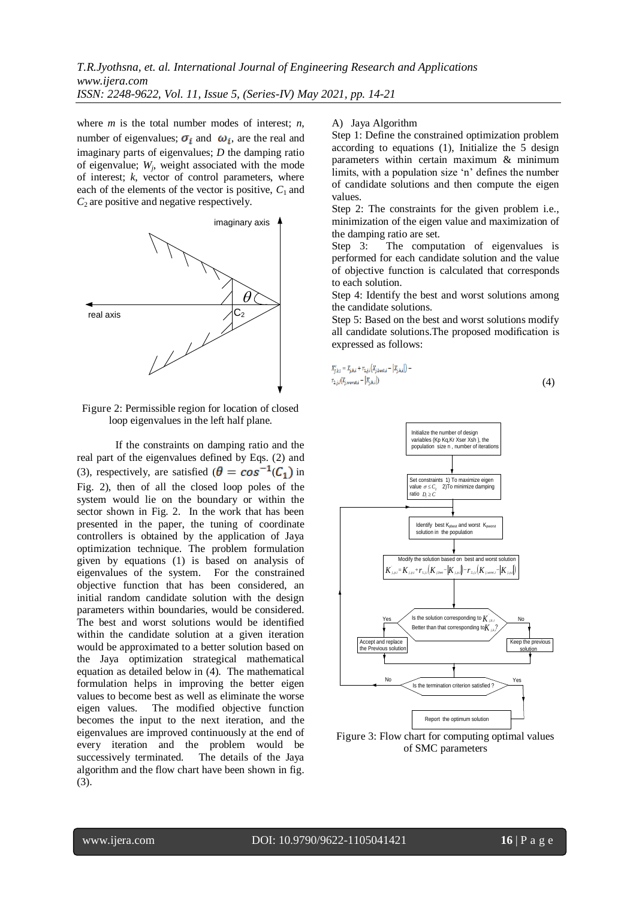where $m$ is the total number modes of interest; $n$, number of eigenvalues; $\sigma_i$ and $\omega_i$, are the real and imaginary parts of eigenvalues; $D$ the damping ratio of eigenvalue; $W_j$, weight associated with the mode of interest; $k$, vector of control parameters, where each of the elements of the vector is positive, $C_1$ and $C_2$ are positive and negative respectively.

Figure 2: Permissible region for location of closed loop eigenvalues in the left half plane.

If the constraints on damping ratio and the real part of the eigenvalues defined by Eqs. (2) and (3), respectively, are satisfied ($\theta = \cos^{-1}(C_1)$ in Fig. 2), then of all the closed loop poles of the system would lie on the boundary or within the sector shown in Fig. 2. In the work that has been presented in the paper, the tuning of coordinate controllers is obtained by the application of Jaya optimization technique. The problem formulation given by equations (1) is based on analysis of eigenvalues of the system. For the constrained objective function that has been considered, an initial random candidate solution with the design parameters within boundaries, would be considered. The best and worst solutions would be identified within the candidate solution at a given iteration would be approximated to a better solution based on the Jaya optimization strategical mathematical equation as detailed below in (4). The mathematical formulation helps in improving the better eigen values to become best as well as eliminate the worse eigen values. The modified objective function becomes the input to the next iteration, and the eigenvalues are improved continuously at the end of every iteration and the problem would be successively terminated. The details of the Jaya algorithm and the flow chart have been shown in fig. (3).

A) Jaya Algorithm

Step 1: Define the constrained optimization problem according to equations (1), Initialize the 5 design parameters within certain maximum & minimum limits, with a population size 'n' defines the number of candidate solutions and then compute the eigen values.

Step 2: The constraints for the given problem i.e., minimization of the eigen value and maximization of the damping ratio are set.

Step 3: The computation of eigenvalues is performed for each candidate solution and the value of objective function is calculated that corresponds to each solution.

Step 4: Identify the best and worst solutions among the candidate solutions.

Step 5: Based on the best and worst solutions modify all candidate solutions.The proposed modification is expressed as follows:

$$K'_{j,k,i} = K_{j,k,i} + r_{1,j,i}\left(K_{j,best,i} - \left|K_{j,k,i}\right|\right) - r_{2,j,i}\left(K_{j,worst,i} - \left|K_{j,k,i}\right|\right) \quad (4)$$

Figure 3: Flow chart for computing optimal values of SMC parameters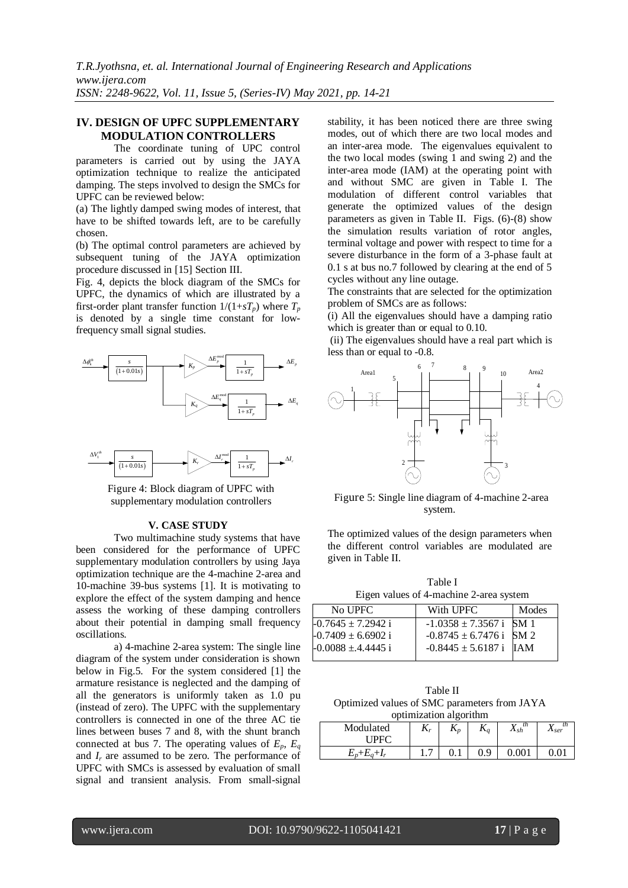## IV. DESIGN OF UPFC SUPPLEMENTARY MODULATION CONTROLLERS

The coordinate tuning of UPC control parameters is carried out by using the JAYA optimization technique to realize the anticipated damping. The steps involved to design the SMCs for UPFC can be reviewed below:

(a) The lightly damped swing modes of interest, that have to be shifted towards left, are to be carefully chosen.

(b) The optimal control parameters are achieved by subsequent tuning of the JAYA optimization procedure discussed in [15] Section III.

Fig. 4, depicts the block diagram of the SMCs for UPFC, the dynamics of which are illustrated by a first-order plant transfer function $1/(1+sT_p)$ where $T_p$ is denoted by a single time constant for low-frequency small signal studies.

Figure 4: Block diagram of UPFC with supplementary modulation controllers

## V. CASE STUDY

Two multimachine study systems that have been considered for the performance of UPFC supplementary modulation controllers by using Jaya optimization technique are the 4-machine 2-area and 10-machine 39-bus systems [1]. It is motivating to explore the effect of the system damping and hence assess the working of these damping controllers about their potential in damping small frequency oscillations.

a) 4-machine 2-area system: The single line diagram of the system under consideration is shown below in Fig.5. For the system considered [1] the armature resistance is neglected and the damping of all the generators is uniformly taken as 1.0 pu (instead of zero). The UPFC with the supplementary controllers is connected in one of the three AC tie lines between buses 7 and 8, with the shunt branch connected at bus 7. The operating values of $E_p$, $E_q$ and $I_r$ are assumed to be zero. The performance of UPFC with SMCs is assessed by evaluation of small signal and transient analysis. From small-signal stability, it has been noticed there are three swing modes, out of which there are two local modes and an inter-area mode. The eigenvalues equivalent to the two local modes (swing 1 and swing 2) and the inter-area mode (IAM) at the operating point with and without SMC are given in Table I. The modulation of different control variables that generate the optimized values of the design parameters as given in Table II. Figs. (6)-(8) show the simulation results variation of rotor angles, terminal voltage and power with respect to time for a severe disturbance in the form of a 3-phase fault at 0.1 s at bus no.7 followed by clearing at the end of 5 cycles without any line outage.

The constraints that are selected for the optimization problem of SMCs are as follows:

(i) All the eigenvalues should have a damping ratio which is greater than or equal to 0.10.

(ii) The eigenvalues should have a real part which is less than or equal to -0.8.

Figure 5: Single line diagram of 4-machine 2-area system.

The optimized values of the design parameters when the different control variables are modulated are given in Table II.

Table I
Eigen values of 4-machine 2-area system

| No UPFC | With UPFC | Modes |
|---|---|---|
| -0.7645 ± 7.2942 i | -1.0358 ± 7.3567 i | SM 1 |
| -0.7409 ± 6.6902 i | -0.8745 ± 6.7476 i | SM 2 |
| -0.0088 ±.4.4445 i | -0.8445 ± 5.6187 i | IAM |

Table II
Optimized values of SMC parameters from JAYA optimization algorithm

| Modulated UPFC | $K_r$ | $K_p$ | $K_q$ | $X_{sh}^{th}$ | $X_{ser}^{th}$ |
|---|---|---|---|---|---|
| $E_p$+$E_q$+$I_r$ | 1.7 | 0.1 | 0.9 | 0.001 | 0.01 |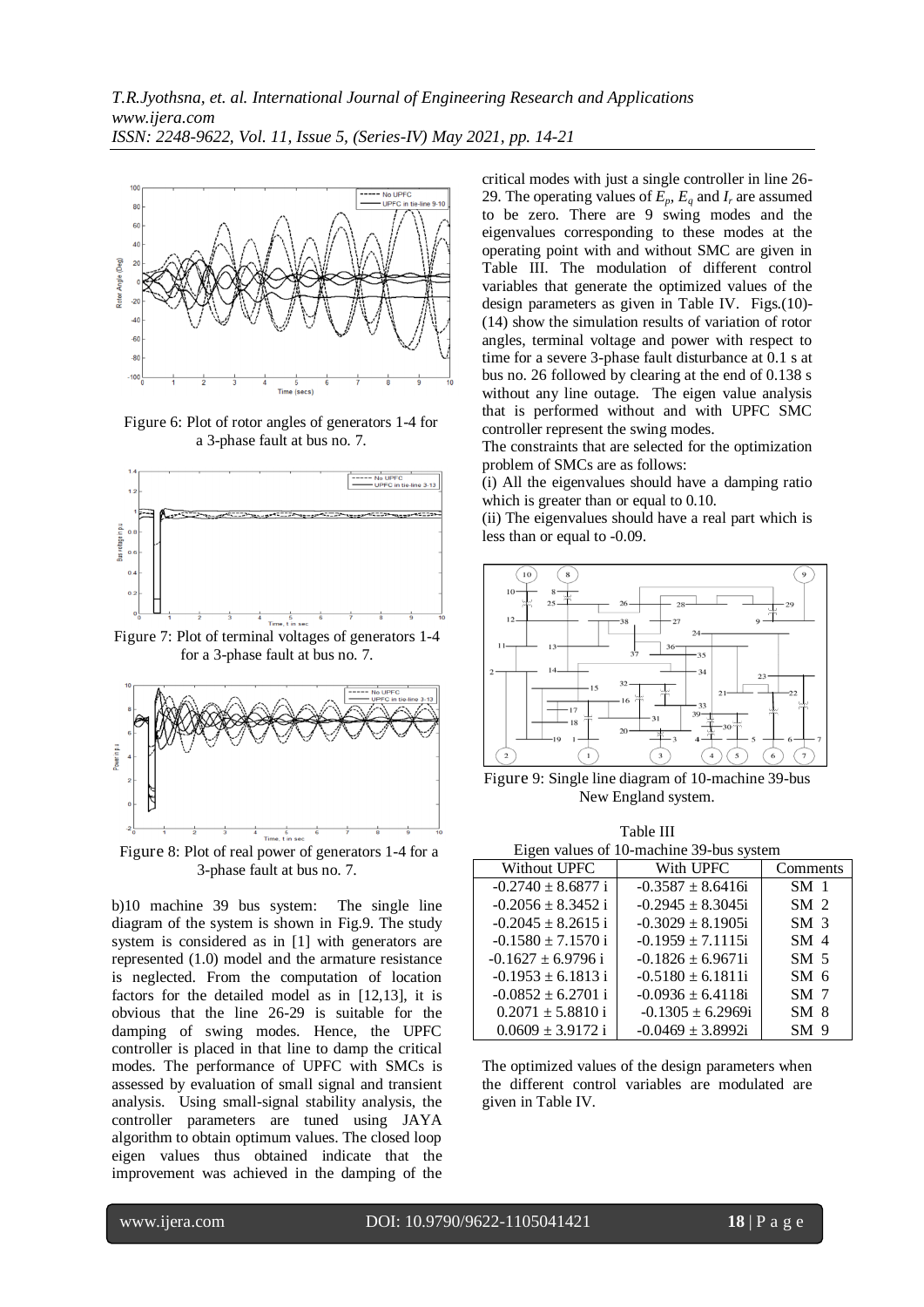Figure 6: Plot of rotor angles of generators 1-4 for a 3-phase fault at bus no. 7.

Figure 7: Plot of terminal voltages of generators 1-4 for a 3-phase fault at bus no. 7.

Figure 8: Plot of real power of generators 1-4 for a 3-phase fault at bus no. 7.

b)10 machine 39 bus system: The single line diagram of the system is shown in Fig.9. The study system is considered as in [1] with generators are represented (1.0) model and the armature resistance is neglected. From the computation of location factors for the detailed model as in [12,13], it is obvious that the line 26-29 is suitable for the damping of swing modes. Hence, the UPFC controller is placed in that line to damp the critical modes. The performance of UPFC with SMCs is assessed by evaluation of small signal and transient analysis. Using small-signal stability analysis, the controller parameters are tuned using JAYA algorithm to obtain optimum values. The closed loop eigen values thus obtained indicate that the improvement was achieved in the damping of the critical modes with just a single controller in line 26-29. The operating values of $E_p$, $E_q$ and $I_r$ are assumed to be zero. There are 9 swing modes and the eigenvalues corresponding to these modes at the operating point with and without SMC are given in Table III. The modulation of different control variables that generate the optimized values of the design parameters as given in Table IV. Figs.(10)-(14) show the simulation results of variation of rotor angles, terminal voltage and power with respect to time for a severe 3-phase fault disturbance at 0.1 s at bus no. 26 followed by clearing at the end of 0.138 s without any line outage. The eigen value analysis that is performed without and with UPFC SMC controller represent the swing modes.

The constraints that are selected for the optimization problem of SMCs are as follows:

(i) All the eigenvalues should have a damping ratio which is greater than or equal to 0.10.

(ii) The eigenvalues should have a real part which is less than or equal to -0.09.

Figure 9: Single line diagram of 10-machine 39-bus New England system.

Table III
Eigen values of 10-machine 39-bus system

| Without UPFC | With UPFC | Comments |
|---|---|---|
| -0.2740 ± 8.6877 i | -0.3587 ± 8.6416i | SM 1 |
| -0.2056 ± 8.3452 i | -0.2945 ± 8.3045i | SM 2 |
| -0.2045 ± 8.2615 i | -0.3029 ± 8.1905i | SM 3 |
| -0.1580 ± 7.1570 i | -0.1959 ± 7.1115i | SM 4 |
| -0.1627 ± 6.9796 i | -0.1826 ± 6.9671i | SM 5 |
| -0.1953 ± 6.1813 i | -0.5180 ± 6.1811i | SM 6 |
| -0.0852 ± 6.2701 i | -0.0936 ± 6.4118i | SM 7 |
| 0.2071 ± 5.8810 i | -0.1305 ± 6.2969i | SM 8 |
| 0.0609 ± 3.9172 i | -0.0469 ± 3.8992i | SM 9 |

The optimized values of the design parameters when the different control variables are modulated are given in Table IV.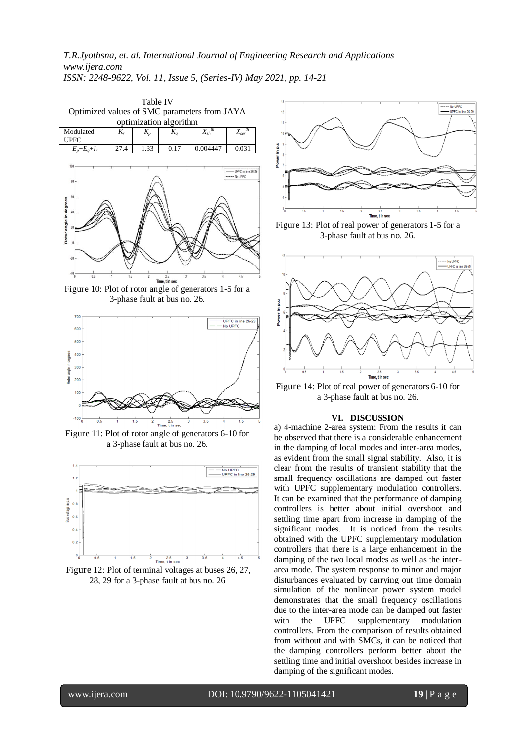Table IV
Optimized values of SMC parameters from JAYA optimization algorithm

| Modulated UPFC | $K_r$ | $K_p$ | $K_q$ | $X_{sh}^{th}$ | $X_{ser}^{th}$ |
|---|---|---|---|---|---|
| $E_p+E_q+I_r$ | 27.4 | 1.33 | 0.17 | 0.004447 | 0.031 |

Figure 10: Plot of rotor angle of generators 1-5 for a 3-phase fault at bus no. 26.

Figure 11: Plot of rotor angle of generators 6-10 for a 3-phase fault at bus no. 26.

Figure 12: Plot of terminal voltages at buses 26, 27, 28, 29 for a 3-phase fault at bus no. 26

Figure 13: Plot of real power of generators 1-5 for a 3-phase fault at bus no. 26.

Figure 14: Plot of real power of generators 6-10 for a 3-phase fault at bus no. 26.

## VI. DISCUSSION

a) 4-machine 2-area system: From the results it can be observed that there is a considerable enhancement in the damping of local modes and inter-area modes, as evident from the small signal stability. Also, it is clear from the results of transient stability that the small frequency oscillations are damped out faster with UPFC supplementary modulation controllers. It can be examined that the performance of damping controllers is better about initial overshoot and settling time apart from increase in damping of the significant modes. It is noticed from the results obtained with the UPFC supplementary modulation controllers that there is a large enhancement in the damping of the two local modes as well as the inter-area mode. The system response to minor and major disturbances evaluated by carrying out time domain simulation of the nonlinear power system model demonstrates that the small frequency oscillations due to the inter-area mode can be damped out faster with the UPFC supplementary modulation controllers. From the comparison of results obtained from without and with SMCs, it can be noticed that the damping controllers perform better about the settling time and initial overshoot besides increase in damping of the significant modes.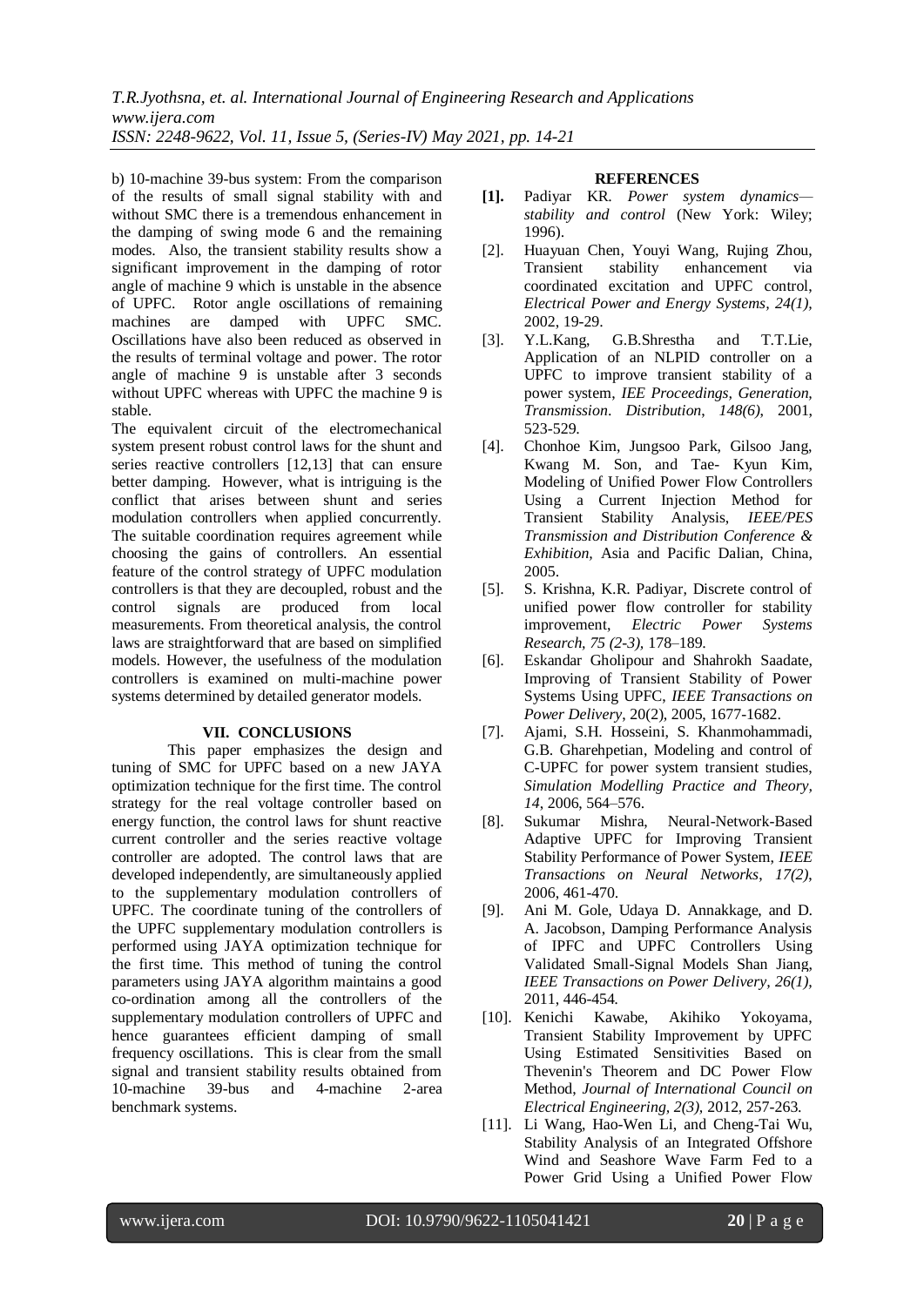b) 10-machine 39-bus system: From the comparison of the results of small signal stability with and without SMC there is a tremendous enhancement in the damping of swing mode 6 and the remaining modes. Also, the transient stability results show a significant improvement in the damping of rotor angle of machine 9 which is unstable in the absence of UPFC. Rotor angle oscillations of remaining machines are damped with UPFC SMC. Oscillations have also been reduced as observed in the results of terminal voltage and power. The rotor angle of machine 9 is unstable after 3 seconds without UPFC whereas with UPFC the machine 9 is stable.

The equivalent circuit of the electromechanical system present robust control laws for the shunt and series reactive controllers [12,13] that can ensure better damping. However, what is intriguing is the conflict that arises between shunt and series modulation controllers when applied concurrently. The suitable coordination requires agreement while choosing the gains of controllers. An essential feature of the control strategy of UPFC modulation controllers is that they are decoupled, robust and the control signals are produced from local measurements. From theoretical analysis, the control laws are straightforward that are based on simplified models. However, the usefulness of the modulation controllers is examined on multi-machine power systems determined by detailed generator models.

## VII. CONCLUSIONS

This paper emphasizes the design and tuning of SMC for UPFC based on a new JAYA optimization technique for the first time. The control strategy for the real voltage controller based on energy function, the control laws for shunt reactive current controller and the series reactive voltage controller are adopted. The control laws that are developed independently, are simultaneously applied to the supplementary modulation controllers of UPFC. The coordinate tuning of the controllers of the UPFC supplementary modulation controllers is performed using JAYA optimization technique for the first time. This method of tuning the control parameters using JAYA algorithm maintains a good co-ordination among all the controllers of the supplementary modulation controllers of UPFC and hence guarantees efficient damping of small frequency oscillations. This is clear from the small signal and transient stability results obtained from 10-machine 39-bus and 4-machine 2-area benchmark systems.

## REFERENCES

- **[1].** Padiyar KR. *Power system dynamics—stability and control* (New York: Wiley; 1996).
- [2]. Huayuan Chen, Youyi Wang, Rujing Zhou, Transient stability enhancement via coordinated excitation and UPFC control, *Electrical Power and Energy Systems, 24(1)*, 2002, 19-29.
- [3]. Y.L.Kang, G.B.Shrestha and T.T.Lie, Application of an NLPID controller on a UPFC to improve transient stability of a power system, *IEE Proceedings, Generation, Transmission. Distribution, 148(6)*, 2001, 523-529.
- [4]. Chonhoe Kim, Jungsoo Park, Gilsoo Jang, Kwang M. Son, and Tae- Kyun Kim, Modeling of Unified Power Flow Controllers Using a Current Injection Method for Transient Stability Analysis, *IEEE/PES Transmission and Distribution Conference & Exhibition,* Asia and Pacific Dalian, China, 2005.
- [5]. S. Krishna, K.R. Padiyar, Discrete control of unified power flow controller for stability improvement, *Electric Power Systems Research, 75 (2-3),* 178–189.
- [6]. Eskandar Gholipour and Shahrokh Saadate, Improving of Transient Stability of Power Systems Using UPFC, *IEEE Transactions on Power Delivery*, 20(2), 2005, 1677-1682.
- [7]. Ajami, S.H. Hosseini, S. Khanmohammadi, G.B. Gharehpetian, Modeling and control of C-UPFC for power system transient studies, *Simulation Modelling Practice and Theory, 14*, 2006, 564–576.
- [8]. Sukumar Mishra, Neural-Network-Based Adaptive UPFC for Improving Transient Stability Performance of Power System, *IEEE Transactions on Neural Networks*, *17(2)*, 2006, 461-470.
- [9]. Ani M. Gole, Udaya D. Annakkage, and D. A. Jacobson, Damping Performance Analysis of IPFC and UPFC Controllers Using Validated Small-Signal Models Shan Jiang, *IEEE Transactions on Power Delivery, 26(1),* 2011, 446-454.
- [10]. Kenichi Kawabe, Akihiko Yokoyama, Transient Stability Improvement by UPFC Using Estimated Sensitivities Based on Thevenin's Theorem and DC Power Flow Method, *Journal of International Council on Electrical Engineering, 2(3),* 2012, 257-263.
- [11]. Li Wang, Hao-Wen Li, and Cheng-Tai Wu, Stability Analysis of an Integrated Offshore Wind and Seashore Wave Farm Fed to a Power Grid Using a Unified Power Flow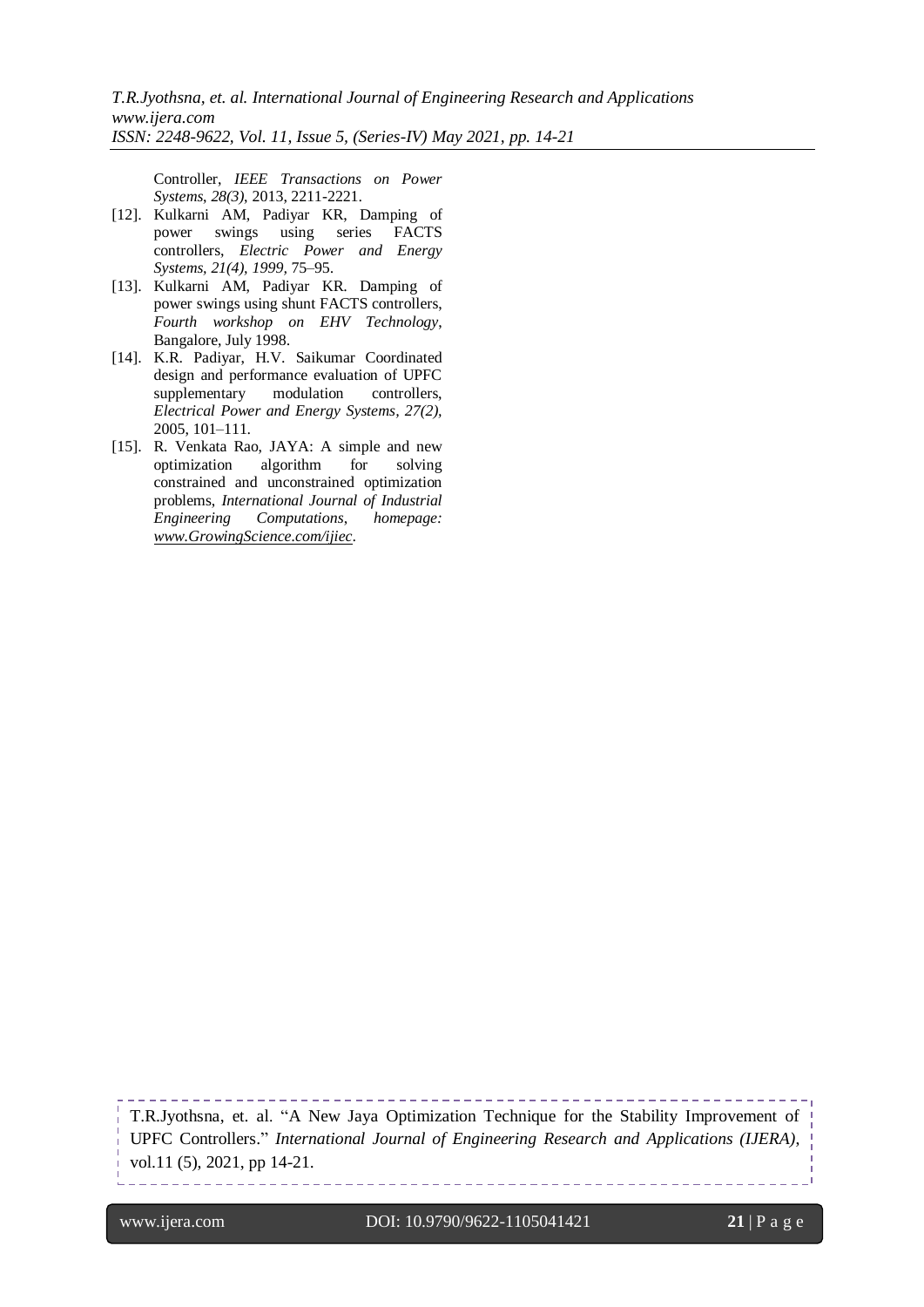Controller, *IEEE Transactions on Power Systems, 28(3)*, 2013, 2211-2221.

[12]. Kulkarni AM, Padiyar KR, Damping of power swings using series FACTS controllers, *Electric Power and Energy Systems, 21(4), 1999*, 75–95.

[13]. Kulkarni AM, Padiyar KR. Damping of power swings using shunt FACTS controllers, *Fourth workshop on EHV Technology*, Bangalore, July 1998.

[14]. K.R. Padiyar, H.V. Saikumar Coordinated design and performance evaluation of UPFC supplementary modulation controllers, *Electrical Power and Energy Systems, 27(2)*, 2005, 101–111.

[15]. R. Venkata Rao, JAYA: A simple and new optimization algorithm for solving constrained and unconstrained optimization problems, *International Journal of Industrial Engineering Computations, homepage: www.GrowingScience.com/ijiec*.

T.R.Jyothsna, et. al. "A New Jaya Optimization Technique for the Stability Improvement of UPFC Controllers." *International Journal of Engineering Research and Applications (IJERA)*, vol.11 (5), 2021, pp 14-21.